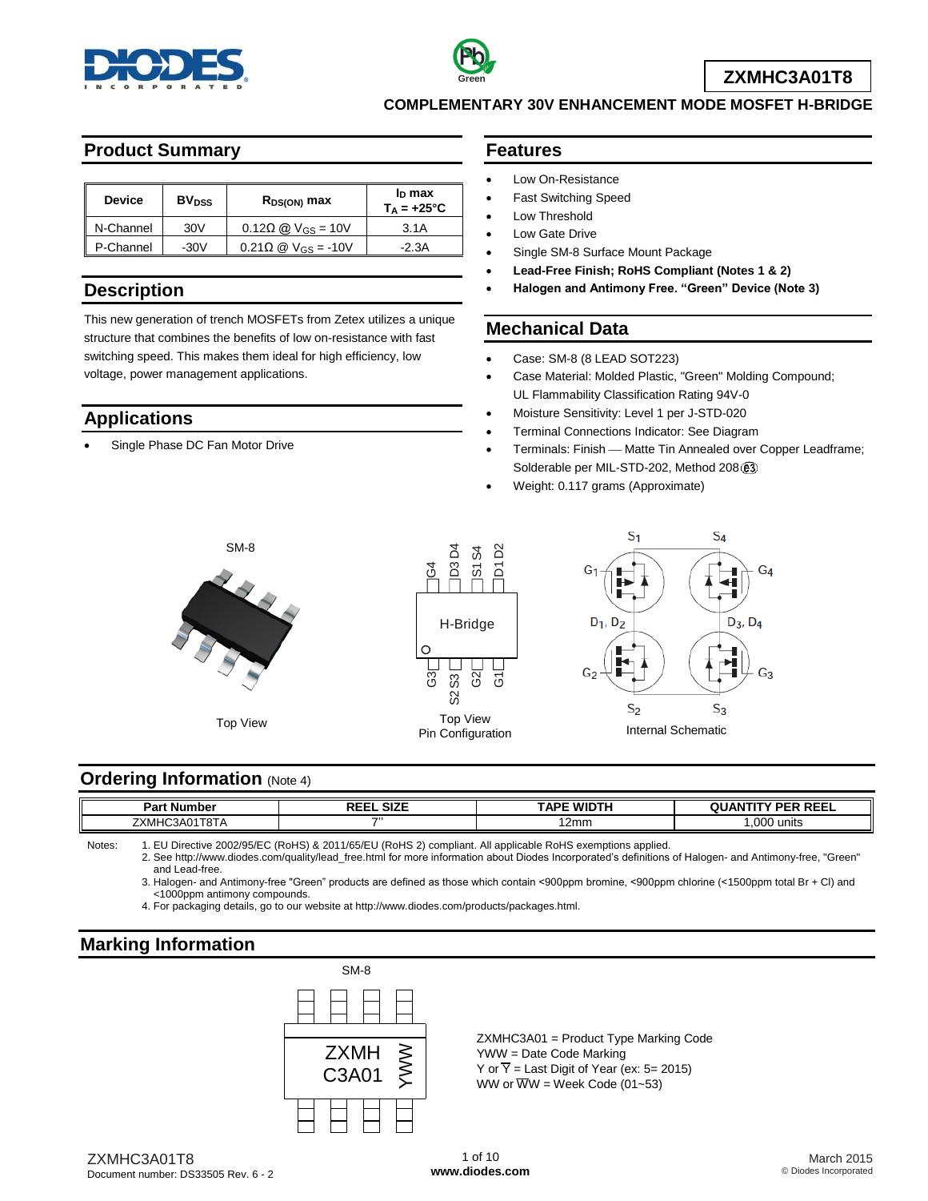# ZXMHC3A01T8

## COMPLEMENTARY 30V ENHANCEMENT MODE MOSFET H-BRIDGE

## Product Summary

| Device | $BV_{DSS}$ | $R_{DS(ON)}$ max | $I_D$ max $T_A = +25°C$ |
|---|---|---|---|
| N-Channel | 30V | 0.12Ω @ $V_{GS}$ = 10V | 3.1A |
| P-Channel | -30V | 0.21Ω @ $V_{GS}$ = -10V | -2.3A |

## Description

This new generation of trench MOSFETs from Zetex utilizes a unique structure that combines the benefits of low on-resistance with fast switching speed. This makes them ideal for high efficiency, low voltage, power management applications.

## Applications

- Single Phase DC Fan Motor Drive

## Features

- Low On-Resistance
- Fast Switching Speed
- Low Threshold
- Low Gate Drive
- Single SM-8 Surface Mount Package
- **Lead-Free Finish; RoHS Compliant (Notes 1 & 2)**
- **Halogen and Antimony Free. "Green" Device (Note 3)**

## Mechanical Data

- Case: SM-8 (8 LEAD SOT223)
- Case Material: Molded Plastic, "Green" Molding Compound; UL Flammability Classification Rating 94V-0
- Moisture Sensitivity: Level 1 per J-STD-020
- Terminal Connections Indicator: See Diagram
- Terminals: Finish — Matte Tin Annealed over Copper Leadframe; Solderable per MIL-STD-202, Method 208 (e3)
- Weight: 0.117 grams (Approximate)

SM-8

Top View

G4, D3 D4, S1 S4, D1 D2

H-Bridge

G3, S2 S3, G2, G1

Top View
Pin Configuration

Internal Schematic

## Ordering Information (Note 4)

| Part Number | REEL SIZE | TAPE WIDTH | QUANTITY PER REEL |
|---|---|---|---|
| ZXMHC3A01T8TA | 7" | 12mm | 1,000 units |

Notes:
1. EU Directive 2002/95/EC (RoHS) & 2011/65/EU (RoHS 2) compliant. All applicable RoHS exemptions applied.
2. See http://www.diodes.com/quality/lead_free.html for more information about Diodes Incorporated's definitions of Halogen- and Antimony-free, "Green" and Lead-free.
3. Halogen- and Antimony-free "Green" products are defined as those which contain <900ppm bromine, <900ppm chlorine (<1500ppm total Br + Cl) and <1000ppm antimony compounds.
4. For packaging details, go to our website at http://www.diodes.com/products/packages.html.

## Marking Information

SM-8

ZXMH C3A01 YWW

ZXMHC3A01 = Product Type Marking Code
YWW = Date Code Marking
Y or $\overline{Y}$ = Last Digit of Year (ex: 5= 2015)
WW or $\overline{WW}$ = Week Code (01~53)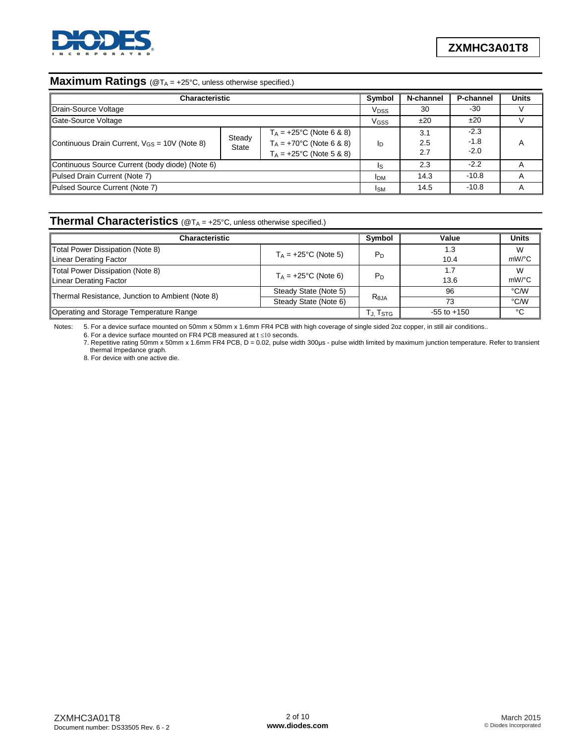## Maximum Ratings (@$T_A$ = +25°C, unless otherwise specified.)

| Characteristic | | | Symbol | N-channel | P-channel | Units |
|---|---|---|---|---|---|---|
| Drain-Source Voltage | | | $V_{DSS}$ | 30 | -30 | V |
| Gate-Source Voltage | | | $V_{GSS}$ | ±20 | ±20 | V |
| Continuous Drain Current, $V_{GS}$ = 10V (Note 8) | Steady State | $T_A$ = +25°C (Note 6 & 8)<br>$T_A$ = +70°C (Note 6 & 8)<br>$T_A$ = +25°C (Note 5 & 8) | $I_D$ | 3.1<br>2.5<br>2.7 | -2.3<br>-1.8<br>-2.0 | A |
| Continuous Source Current (body diode) (Note 6) | | | $I_S$ | 2.3 | -2.2 | A |
| Pulsed Drain Current (Note 7) | | | $I_{DM}$ | 14.3 | -10.8 | A |
| Pulsed Source Current (Note 7) | | | $I_{SM}$ | 14.5 | -10.8 | A |

## Thermal Characteristics (@$T_A$ = +25°C, unless otherwise specified.)

| Characteristic | | Symbol | Value | Units |
|---|---|---|---|---|
| Total Power Dissipation (Note 8)<br>Linear Derating Factor | $T_A$ = +25°C (Note 5) | $P_D$ | 1.3<br>10.4 | W<br>mW/°C |
| Total Power Dissipation (Note 8)<br>Linear Derating Factor | $T_A$ = +25°C (Note 6) | $P_D$ | 1.7<br>13.6 | W<br>mW/°C |
| Thermal Resistance, Junction to Ambient (Note 8) | Steady State (Note 5) | $R_{\theta JA}$ | 96 | °C/W |
| | Steady State (Note 6) | | 73 | °C/W |
| Operating and Storage Temperature Range | | $T_J, T_{STG}$ | -55 to +150 | °C |

Notes:
5. For a device surface mounted on 50mm x 50mm x 1.6mm FR4 PCB with high coverage of single sided 2oz copper, in still air conditions..
6. For a device surface mounted on FR4 PCB measured at t ≤10 seconds.
7. Repetitive rating 50mm x 50mm x 1.6mm FR4 PCB, D = 0.02, pulse width 300µs - pulse width limited by maximum junction temperature. Refer to transient thermal Impedance graph.
8. For device with one active die.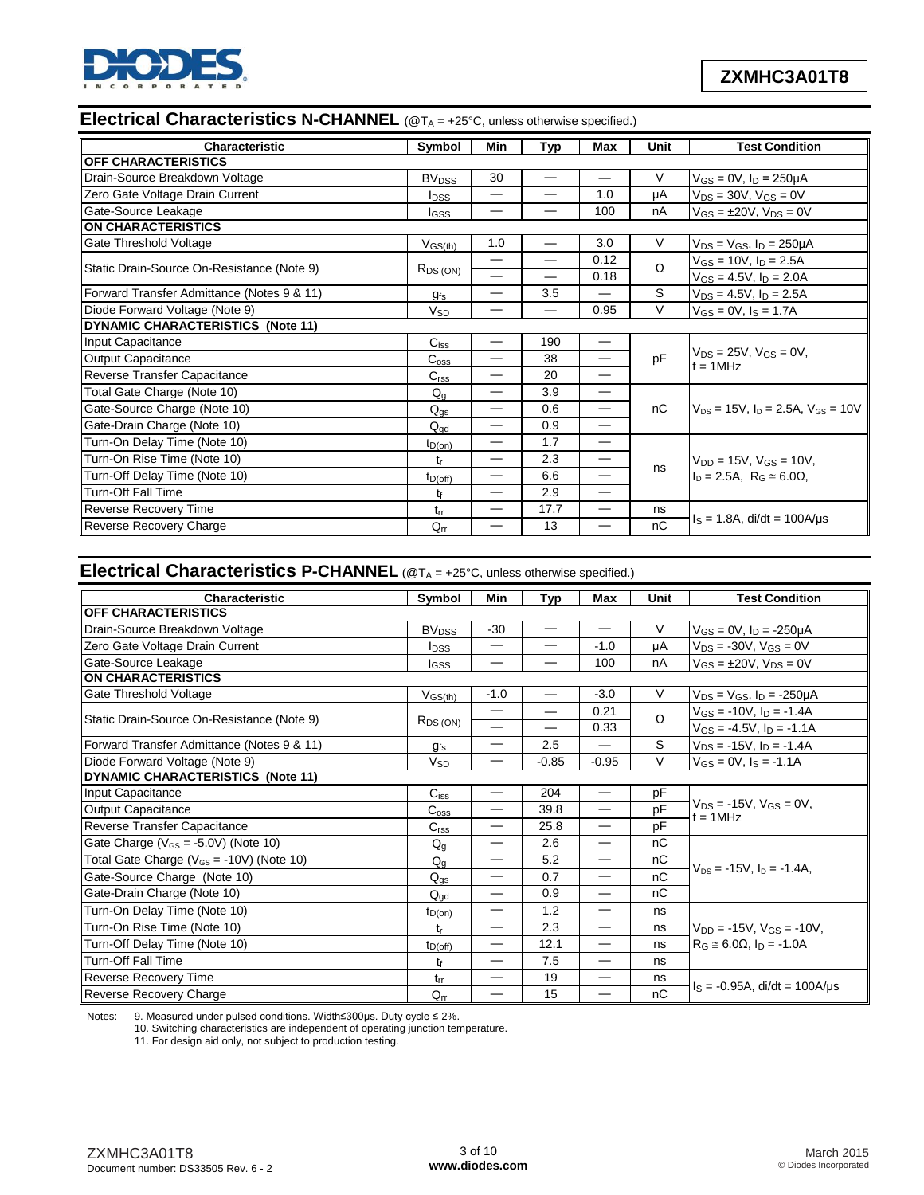## Electrical Characteristics N-CHANNEL (@$T_A$ = +25°C, unless otherwise specified.)

| Characteristic | Symbol | Min | Typ | Max | Unit | Test Condition |
|---|---|---|---|---|---|---|
| **OFF CHARACTERISTICS** | | | | | | |
| Drain-Source Breakdown Voltage | $BV_{DSS}$ | 30 | — | — | V | $V_{GS}$ = 0V, $I_D$ = 250µA |
| Zero Gate Voltage Drain Current | $I_{DSS}$ | — | — | 1.0 | µA | $V_{DS}$ = 30V, $V_{GS}$ = 0V |
| Gate-Source Leakage | $I_{GSS}$ | — | — | 100 | nA | $V_{GS}$ = ±20V, $V_{DS}$ = 0V |
| **ON CHARACTERISTICS** | | | | | | |
| Gate Threshold Voltage | $V_{GS(th)}$ | 1.0 | — | 3.0 | V | $V_{DS}$ = $V_{GS}$, $I_D$ = 250µA |
| Static Drain-Source On-Resistance (Note 9) | $R_{DS(ON)}$ | — | — | 0.12 | Ω | $V_{GS}$ = 10V, $I_D$ = 2.5A |
| | | — | — | 0.18 | | $V_{GS}$ = 4.5V, $I_D$ = 2.0A |
| Forward Transfer Admittance (Notes 9 & 11) | $g_{fs}$ | — | 3.5 | — | S | $V_{DS}$ = 4.5V, $I_D$ = 2.5A |
| Diode Forward Voltage (Note 9) | $V_{SD}$ | — | — | 0.95 | V | $V_{GS}$ = 0V, $I_S$ = 1.7A |
| **DYNAMIC CHARACTERISTICS (Note 11)** | | | | | | |
| Input Capacitance | $C_{iss}$ | — | 190 | — | pF | $V_{DS}$ = 25V, $V_{GS}$ = 0V, f = 1MHz |
| Output Capacitance | $C_{oss}$ | — | 38 | — | | |
| Reverse Transfer Capacitance | $C_{rss}$ | — | 20 | — | | |
| Total Gate Charge (Note 10) | $Q_g$ | — | 3.9 | — | nC | $V_{DS}$ = 15V, $I_D$ = 2.5A, $V_{GS}$ = 10V |
| Gate-Source Charge (Note 10) | $Q_{gs}$ | — | 0.6 | — | | |
| Gate-Drain Charge (Note 10) | $Q_{gd}$ | — | 0.9 | — | | |
| Turn-On Delay Time (Note 10) | $t_{D(on)}$ | — | 1.7 | — | ns | $V_{DD}$ = 15V, $V_{GS}$ = 10V, $I_D$ = 2.5A, $R_G$ ≅ 6.0Ω, |
| Turn-On Rise Time (Note 10) | $t_r$ | — | 2.3 | — | | |
| Turn-Off Delay Time (Note 10) | $t_{D(off)}$ | — | 6.6 | — | | |
| Turn-Off Fall Time | $t_f$ | — | 2.9 | — | | |
| Reverse Recovery Time | $t_{rr}$ | — | 17.7 | — | ns | $I_S$ = 1.8A, di/dt = 100A/µs |
| Reverse Recovery Charge | $Q_{rr}$ | — | 13 | — | nC | |

## Electrical Characteristics P-CHANNEL (@$T_A$ = +25°C, unless otherwise specified.)

| Characteristic | Symbol | Min | Typ | Max | Unit | Test Condition |
|---|---|---|---|---|---|---|
| **OFF CHARACTERISTICS** | | | | | | |
| Drain-Source Breakdown Voltage | $BV_{DSS}$ | -30 | — | — | V | $V_{GS}$ = 0V, $I_D$ = -250µA |
| Zero Gate Voltage Drain Current | $I_{DSS}$ | — | — | -1.0 | µA | $V_{DS}$ = -30V, $V_{GS}$ = 0V |
| Gate-Source Leakage | $I_{GSS}$ | — | — | 100 | nA | $V_{GS}$ = ±20V, $V_{DS}$ = 0V |
| **ON CHARACTERISTICS** | | | | | | |
| Gate Threshold Voltage | $V_{GS(th)}$ | -1.0 | — | -3.0 | V | $V_{DS}$ = $V_{GS}$, $I_D$ = -250µA |
| Static Drain-Source On-Resistance (Note 9) | $R_{DS(ON)}$ | — | — | 0.21 | Ω | $V_{GS}$ = -10V, $I_D$ = -1.4A |
| | | — | — | 0.33 | | $V_{GS}$ = -4.5V, $I_D$ = -1.1A |
| Forward Transfer Admittance (Notes 9 & 11) | $g_{fs}$ | — | 2.5 | — | S | $V_{DS}$ = -15V, $I_D$ = -1.4A |
| Diode Forward Voltage (Note 9) | $V_{SD}$ | — | -0.85 | -0.95 | V | $V_{GS}$ = 0V, $I_S$ = -1.1A |
| **DYNAMIC CHARACTERISTICS (Note 11)** | | | | | | |
| Input Capacitance | $C_{iss}$ | — | 204 | — | pF | $V_{DS}$ = -15V, $V_{GS}$ = 0V, f = 1MHz |
| Output Capacitance | $C_{oss}$ | — | 39.8 | — | pF | |
| Reverse Transfer Capacitance | $C_{rss}$ | — | 25.8 | — | pF | |
| Gate Charge ($V_{GS}$ = -5.0V) (Note 10) | $Q_g$ | — | 2.6 | — | nC | $V_{DS}$ = -15V, $I_D$ = -1.4A, |
| Total Gate Charge ($V_{GS}$ = -10V) (Note 10) | $Q_g$ | — | 5.2 | — | nC | |
| Gate-Source Charge (Note 10) | $Q_{gs}$ | — | 0.7 | — | nC | |
| Gate-Drain Charge (Note 10) | $Q_{gd}$ | — | 0.9 | — | nC | |
| Turn-On Delay Time (Note 10) | $t_{D(on)}$ | — | 1.2 | — | ns | $V_{DD}$ = -15V, $V_{GS}$ = -10V, $R_G$ ≅ 6.0Ω, $I_D$ = -1.0A |
| Turn-On Rise Time (Note 10) | $t_r$ | — | 2.3 | — | ns | |
| Turn-Off Delay Time (Note 10) | $t_{D(off)}$ | — | 12.1 | — | ns | |
| Turn-Off Fall Time | $t_f$ | — | 7.5 | — | ns | |
| Reverse Recovery Time | $t_{rr}$ | — | 19 | — | ns | $I_S$ = -0.95A, di/dt = 100A/µs |
| Reverse Recovery Charge | $Q_{rr}$ | — | 15 | — | nC | |

Notes:
9. Measured under pulsed conditions. Width≤300µs. Duty cycle ≤ 2%.
10. Switching characteristics are independent of operating junction temperature.
11. For design aid only, not subject to production testing.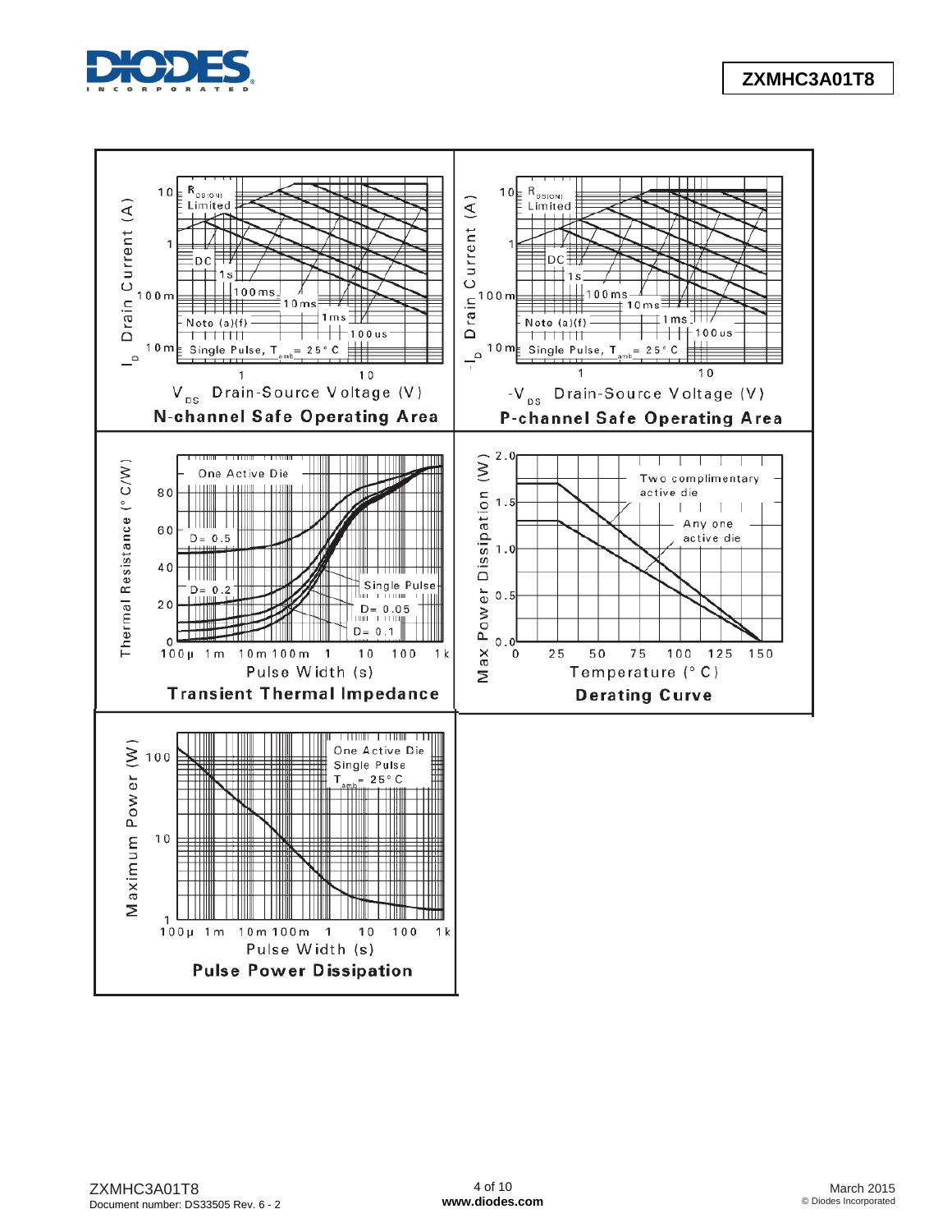**N-channel Safe Operating Area**

**P-channel Safe Operating Area**

**Transient Thermal Impedance**

**Derating Curve**

**Pulse Power Dissipation**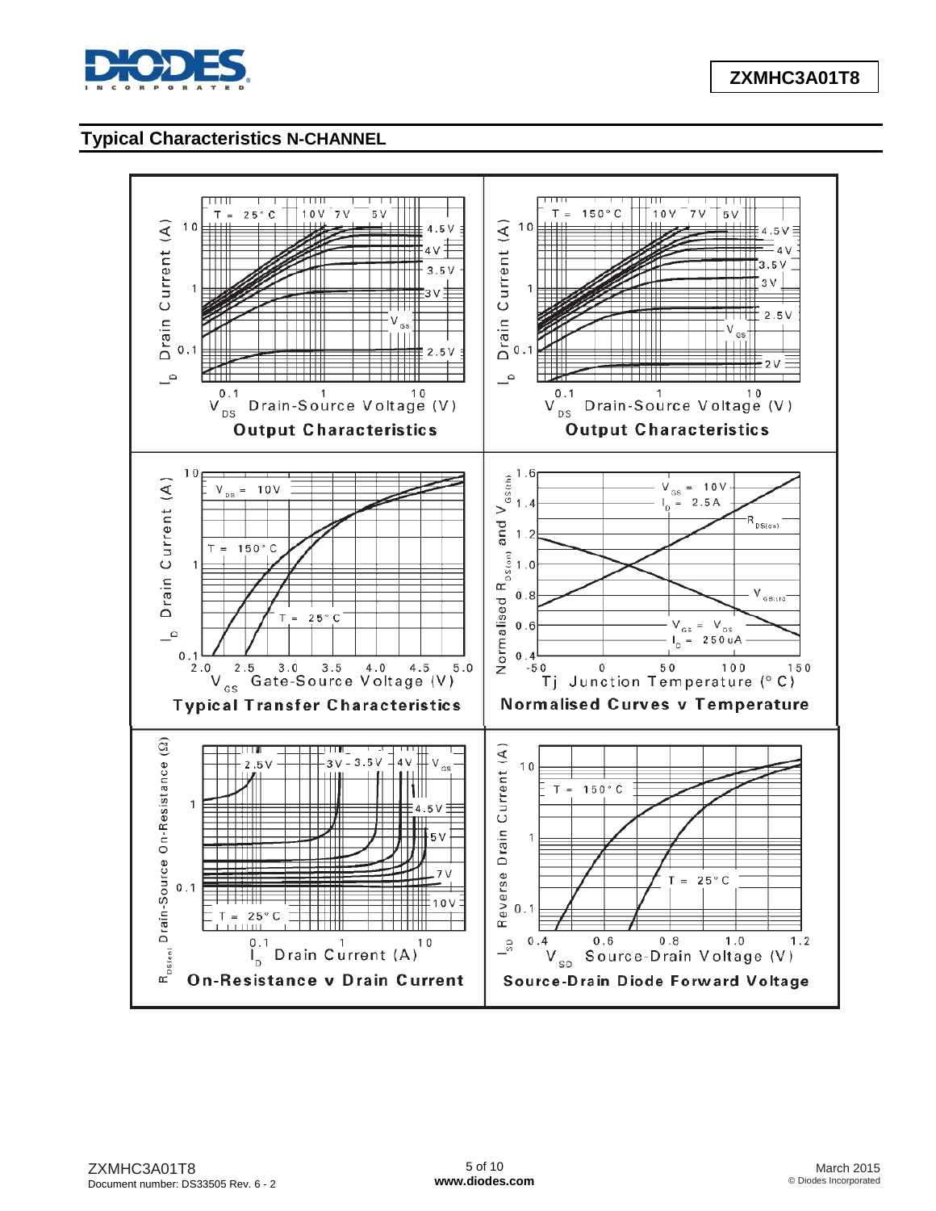## Typical Characteristics N-CHANNEL

**Output Characteristics** ($T = 25°C$)

**Output Characteristics** ($T = 150°C$)

**Typical Transfer Characteristics**

**Normalised Curves v Temperature**

**On-Resistance v Drain Current**

**Source-Drain Diode Forward Voltage**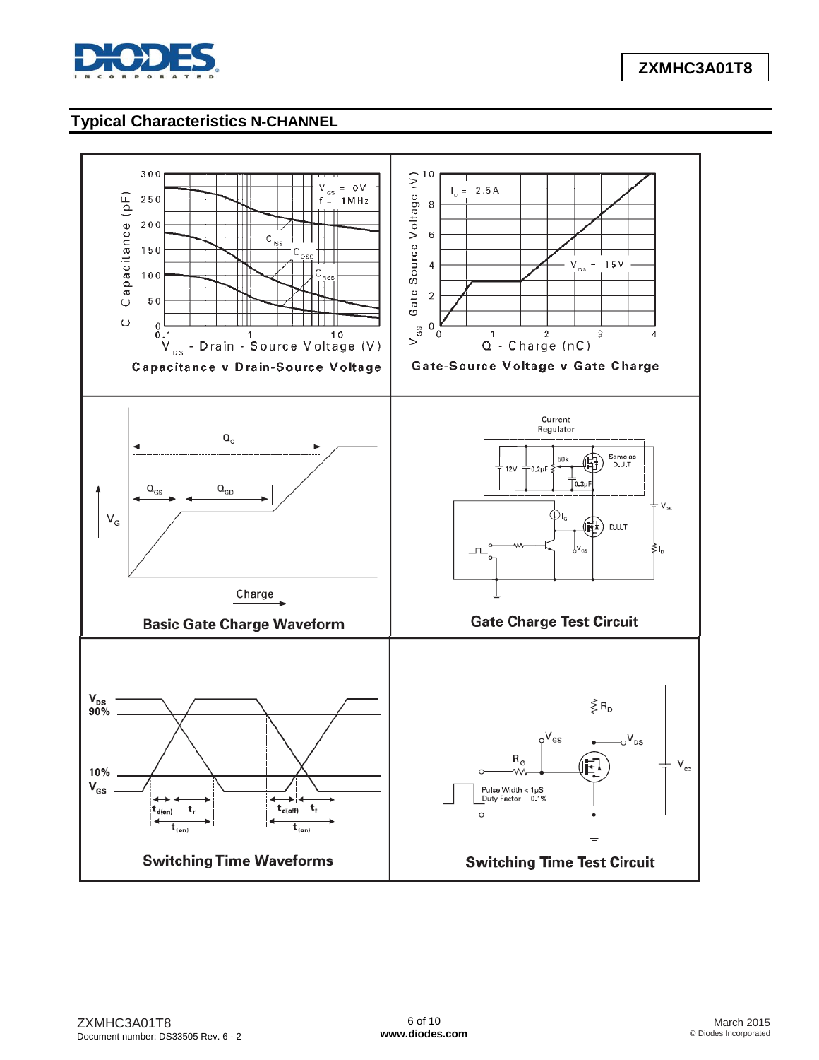## Typical Characteristics N-CHANNEL

Capacitance v Drain-Source Voltage

Gate-Source Voltage v Gate Charge

Basic Gate Charge Waveform

Gate Charge Test Circuit

Switching Time Waveforms

Switching Time Test Circuit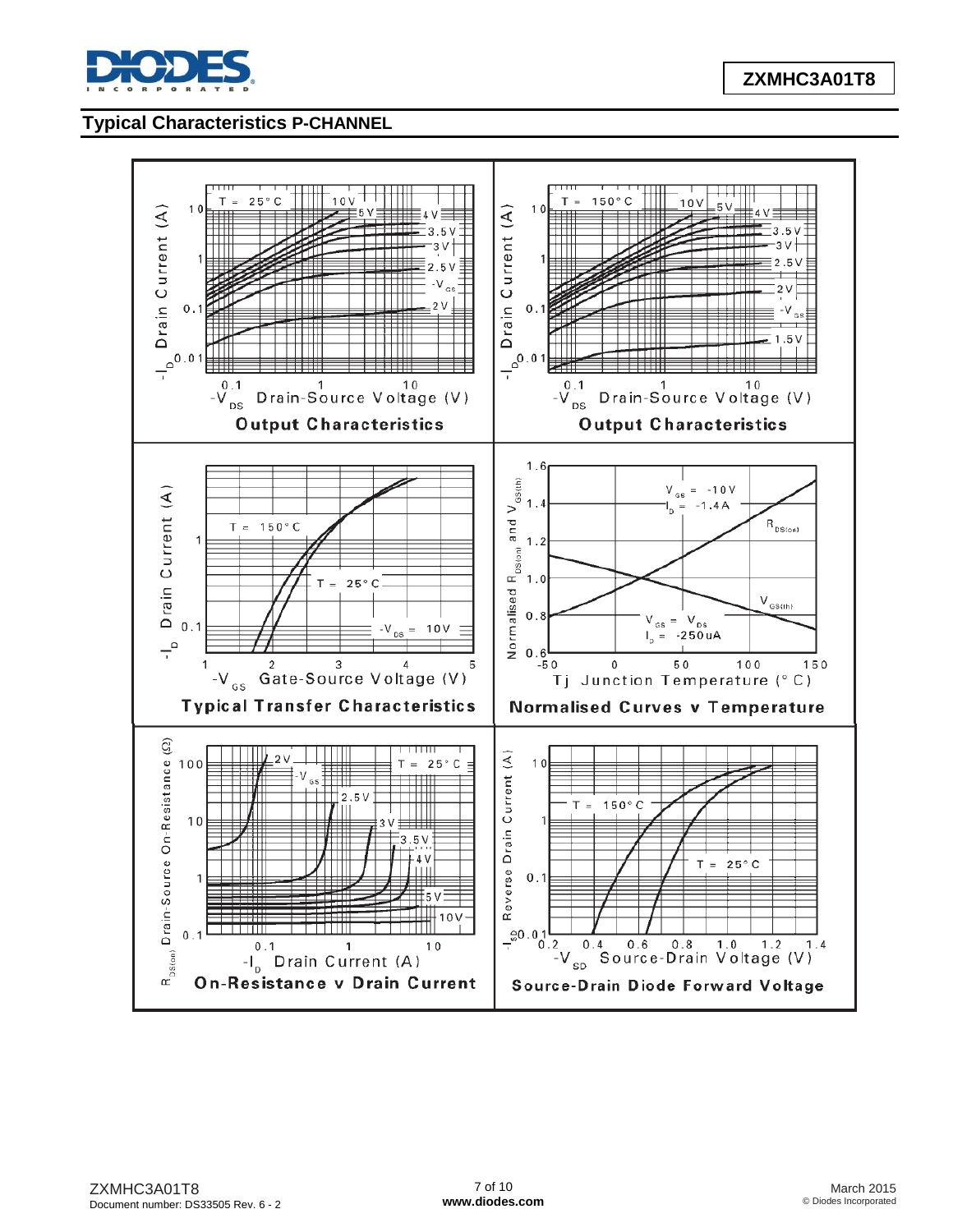## Typical Characteristics P-CHANNEL

Output Characteristics

Output Characteristics

Typical Transfer Characteristics

Normalised Curves v Temperature

On-Resistance v Drain Current

Source-Drain Diode Forward Voltage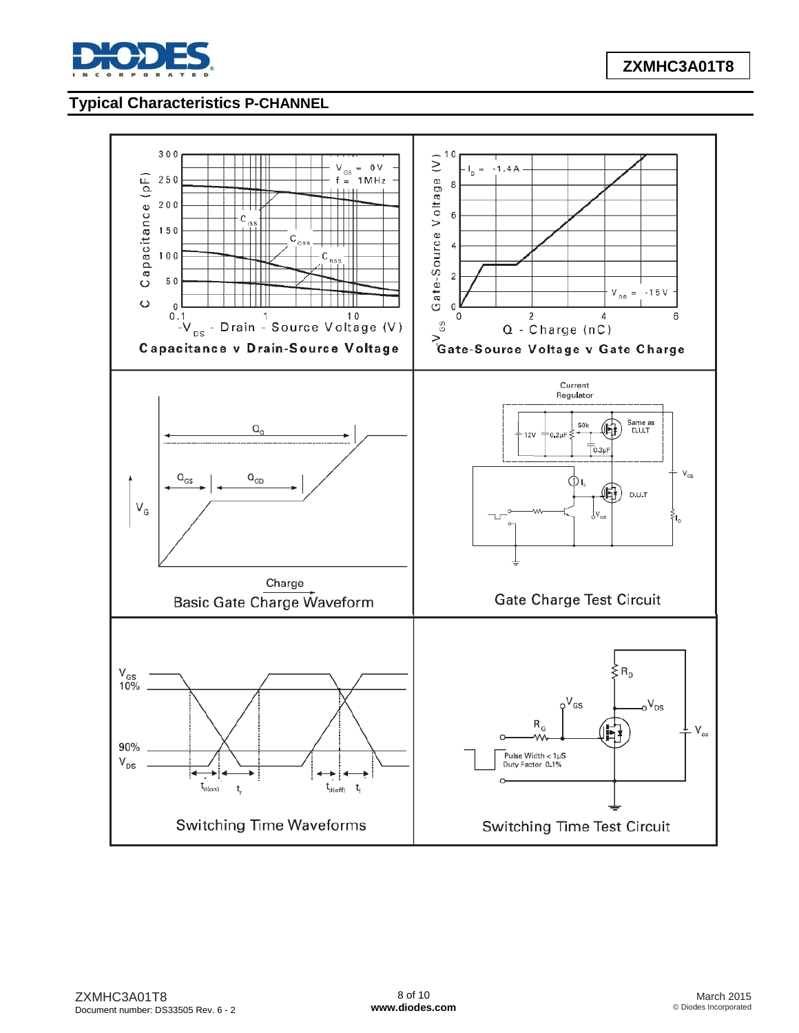## Typical Characteristics P-CHANNEL

**Capacitance v Drain-Source Voltage**

**Gate-Source Voltage v Gate Charge**

Basic Gate Charge Waveform

Gate Charge Test Circuit

Switching Time Waveforms

Switching Time Test Circuit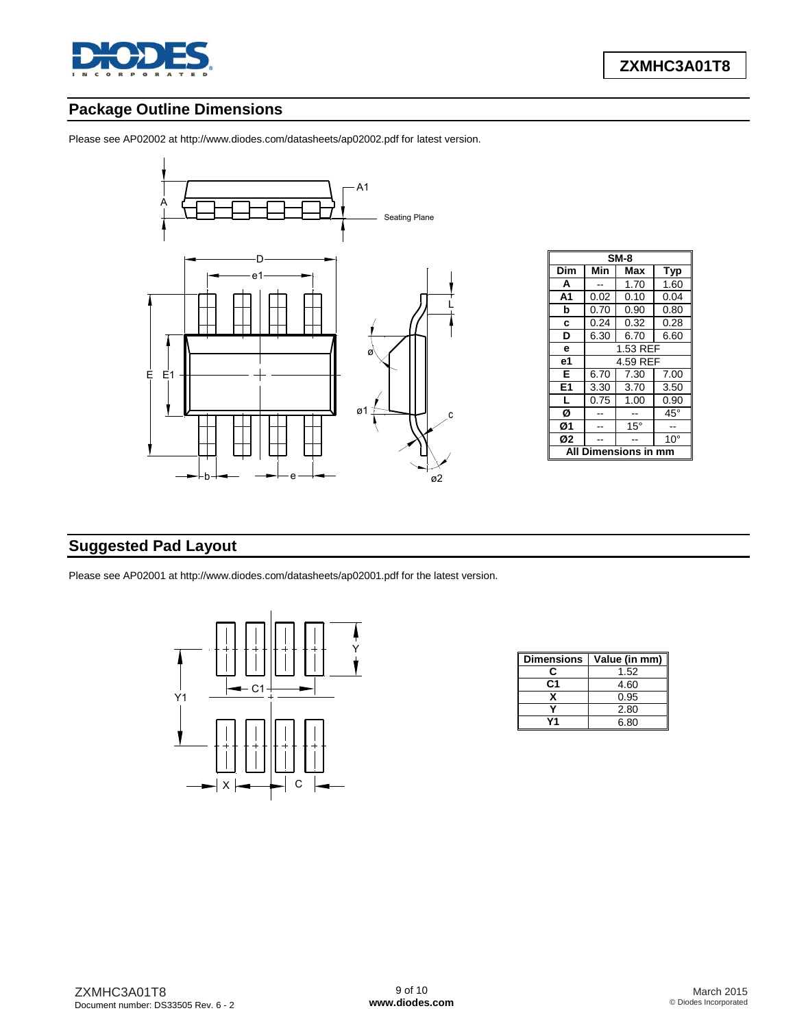## Package Outline Dimensions

Please see AP02002 at http://www.diodes.com/datasheets/ap02002.pdf for latest version.

| SM-8 | | | |
|---|---|---|---|
| Dim | Min | Max | Typ |
| A | -- | 1.70 | 1.60 |
| A1 | 0.02 | 0.10 | 0.04 |
| b | 0.70 | 0.90 | 0.80 |
| c | 0.24 | 0.32 | 0.28 |
| D | 6.30 | 6.70 | 6.60 |
| e | 1.53 REF | | |
| e1 | 4.59 REF | | |
| E | 6.70 | 7.30 | 7.00 |
| E1 | 3.30 | 3.70 | 3.50 |
| L | 0.75 | 1.00 | 0.90 |
| Ø | -- | -- | 45° |
| Ø1 | -- | 15° | -- |
| Ø2 | -- | -- | 10° |
| All Dimensions in mm | | | |

## Suggested Pad Layout

Please see AP02001 at http://www.diodes.com/datasheets/ap02001.pdf for the latest version.

| Dimensions | Value (in mm) |
|---|---|
| C | 1.52 |
| C1 | 4.60 |
| X | 0.95 |
| Y | 2.80 |
| Y1 | 6.80 |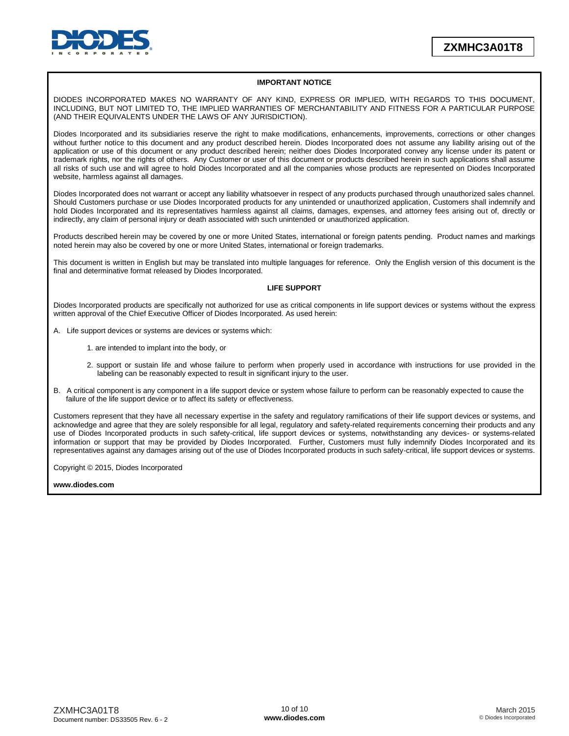## IMPORTANT NOTICE

DIODES INCORPORATED MAKES NO WARRANTY OF ANY KIND, EXPRESS OR IMPLIED, WITH REGARDS TO THIS DOCUMENT, INCLUDING, BUT NOT LIMITED TO, THE IMPLIED WARRANTIES OF MERCHANTABILITY AND FITNESS FOR A PARTICULAR PURPOSE (AND THEIR EQUIVALENTS UNDER THE LAWS OF ANY JURISDICTION).

Diodes Incorporated and its subsidiaries reserve the right to make modifications, enhancements, improvements, corrections or other changes without further notice to this document and any product described herein. Diodes Incorporated does not assume any liability arising out of the application or use of this document or any product described herein; neither does Diodes Incorporated convey any license under its patent or trademark rights, nor the rights of others. Any Customer or user of this document or products described herein in such applications shall assume all risks of such use and will agree to hold Diodes Incorporated and all the companies whose products are represented on Diodes Incorporated website, harmless against all damages.

Diodes Incorporated does not warrant or accept any liability whatsoever in respect of any products purchased through unauthorized sales channel. Should Customers purchase or use Diodes Incorporated products for any unintended or unauthorized application, Customers shall indemnify and hold Diodes Incorporated and its representatives harmless against all claims, damages, expenses, and attorney fees arising out of, directly or indirectly, any claim of personal injury or death associated with such unintended or unauthorized application.

Products described herein may be covered by one or more United States, international or foreign patents pending. Product names and markings noted herein may also be covered by one or more United States, international or foreign trademarks.

This document is written in English but may be translated into multiple languages for reference. Only the English version of this document is the final and determinative format released by Diodes Incorporated.

## LIFE SUPPORT

Diodes Incorporated products are specifically not authorized for use as critical components in life support devices or systems without the express written approval of the Chief Executive Officer of Diodes Incorporated. As used herein:

A. Life support devices or systems are devices or systems which:

1. are intended to implant into the body, or
2. support or sustain life and whose failure to perform when properly used in accordance with instructions for use provided in the labeling can be reasonably expected to result in significant injury to the user.

B. A critical component is any component in a life support device or system whose failure to perform can be reasonably expected to cause the failure of the life support device or to affect its safety or effectiveness.

Customers represent that they have all necessary expertise in the safety and regulatory ramifications of their life support devices or systems, and acknowledge and agree that they are solely responsible for all legal, regulatory and safety-related requirements concerning their products and any use of Diodes Incorporated products in such safety-critical, life support devices or systems, notwithstanding any devices- or systems-related information or support that may be provided by Diodes Incorporated. Further, Customers must fully indemnify Diodes Incorporated and its representatives against any damages arising out of the use of Diodes Incorporated products in such safety-critical, life support devices or systems.

Copyright © 2015, Diodes Incorporated

**www.diodes.com**